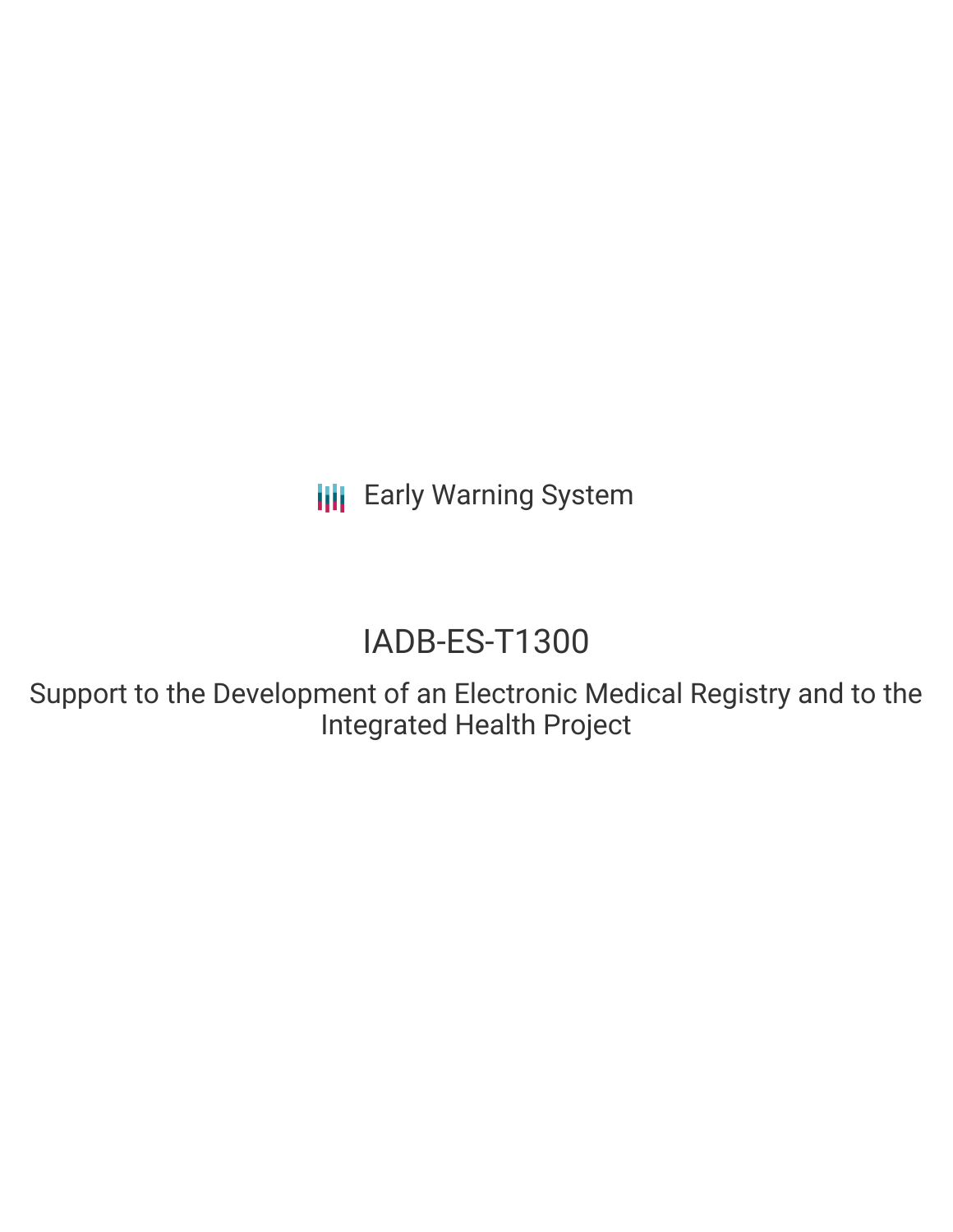Early Warning System

# IADB-ES-T1300

## Support to the Development of an Electronic Medical Registry and to the Integrated Health Project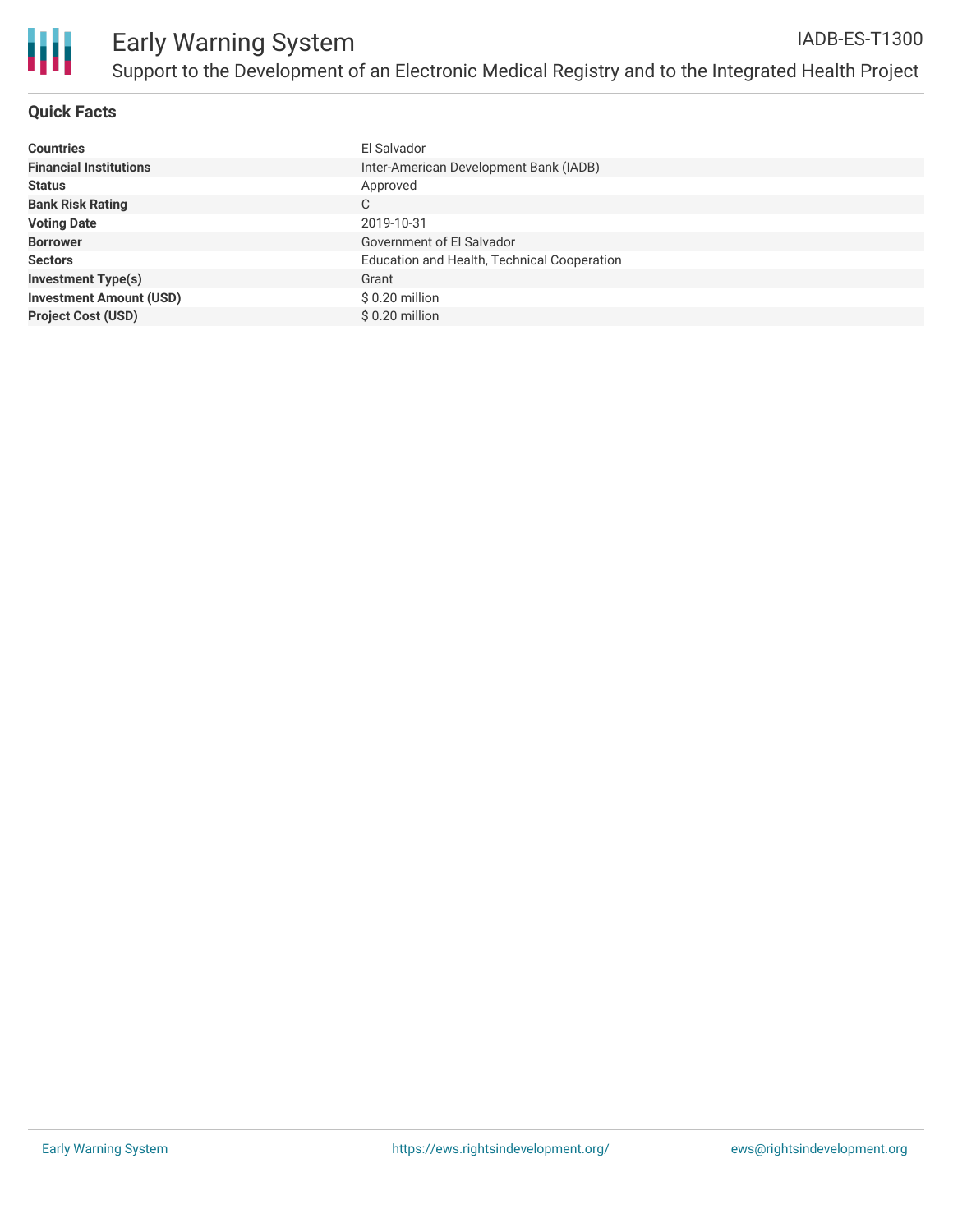## Quick Facts

| | |
|---|---|
| **Countries** | El Salvador |
| **Financial Institutions** | Inter-American Development Bank (IADB) |
| **Status** | Approved |
| **Bank Risk Rating** | C |
| **Voting Date** | 2019-10-31 |
| **Borrower** | Government of El Salvador |
| **Sectors** | Education and Health, Technical Cooperation |
| **Investment Type(s)** | Grant |
| **Investment Amount (USD)** | $ 0.20 million |
| **Project Cost (USD)** | $ 0.20 million |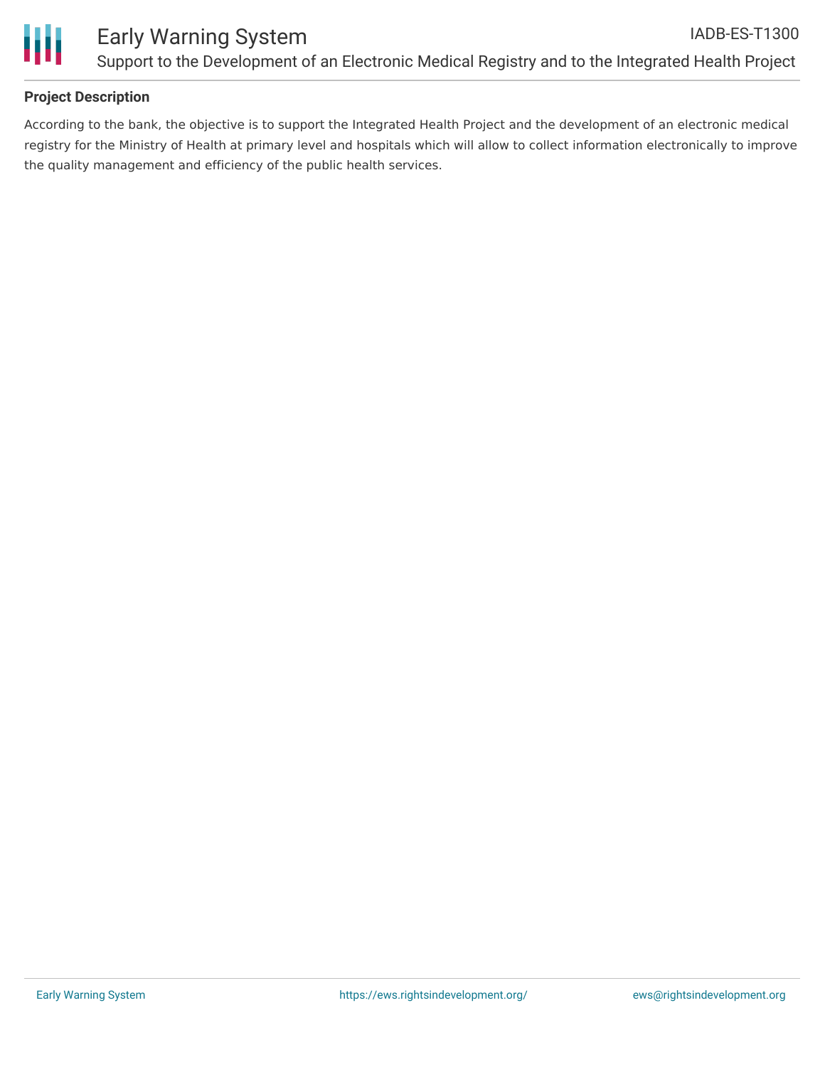**Project Description**

According to the bank, the objective is to support the Integrated Health Project and the development of an electronic medical registry for the Ministry of Health at primary level and hospitals which will allow to collect information electronically to improve the quality management and efficiency of the public health services.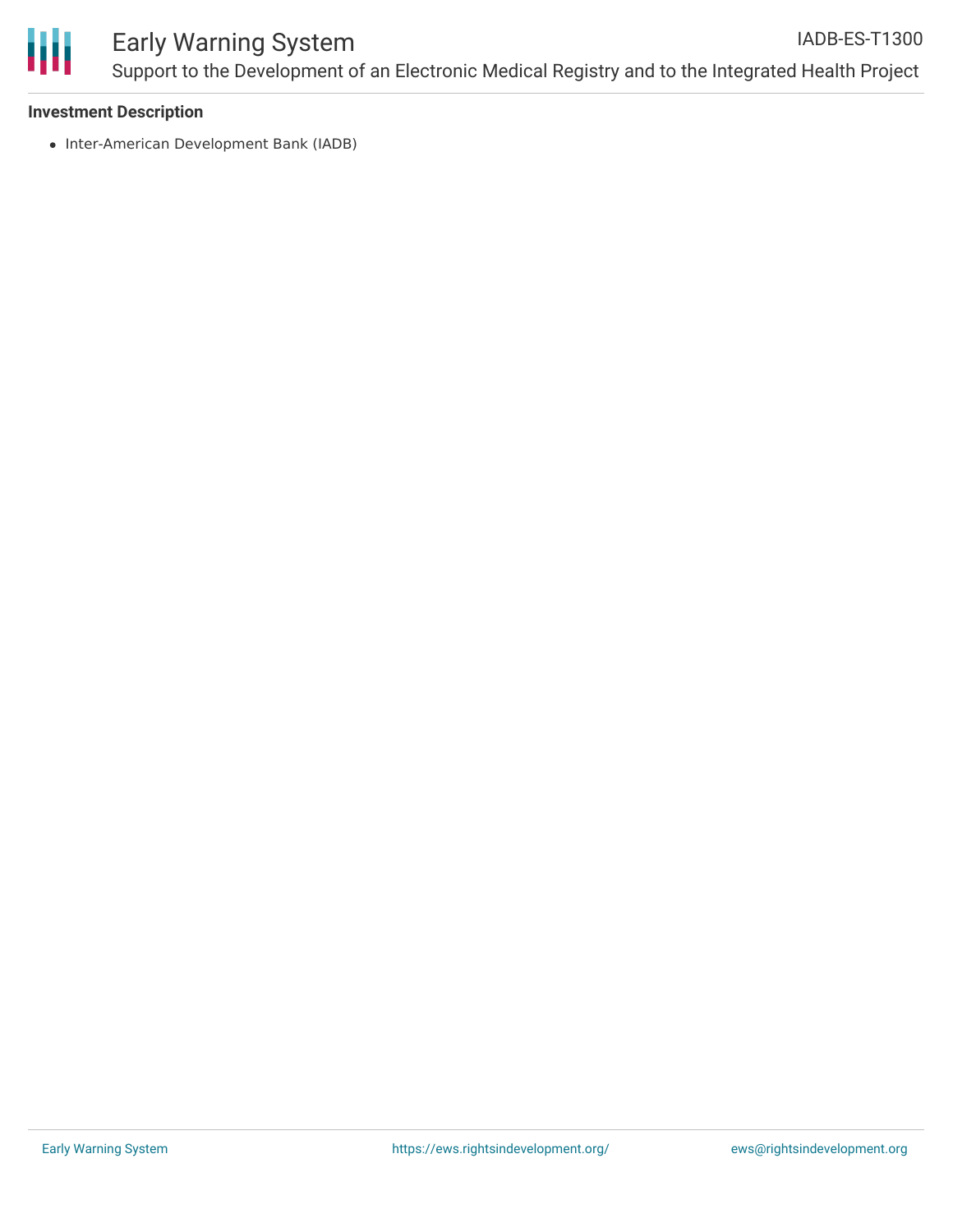**Investment Description**

- Inter-American Development Bank (IADB)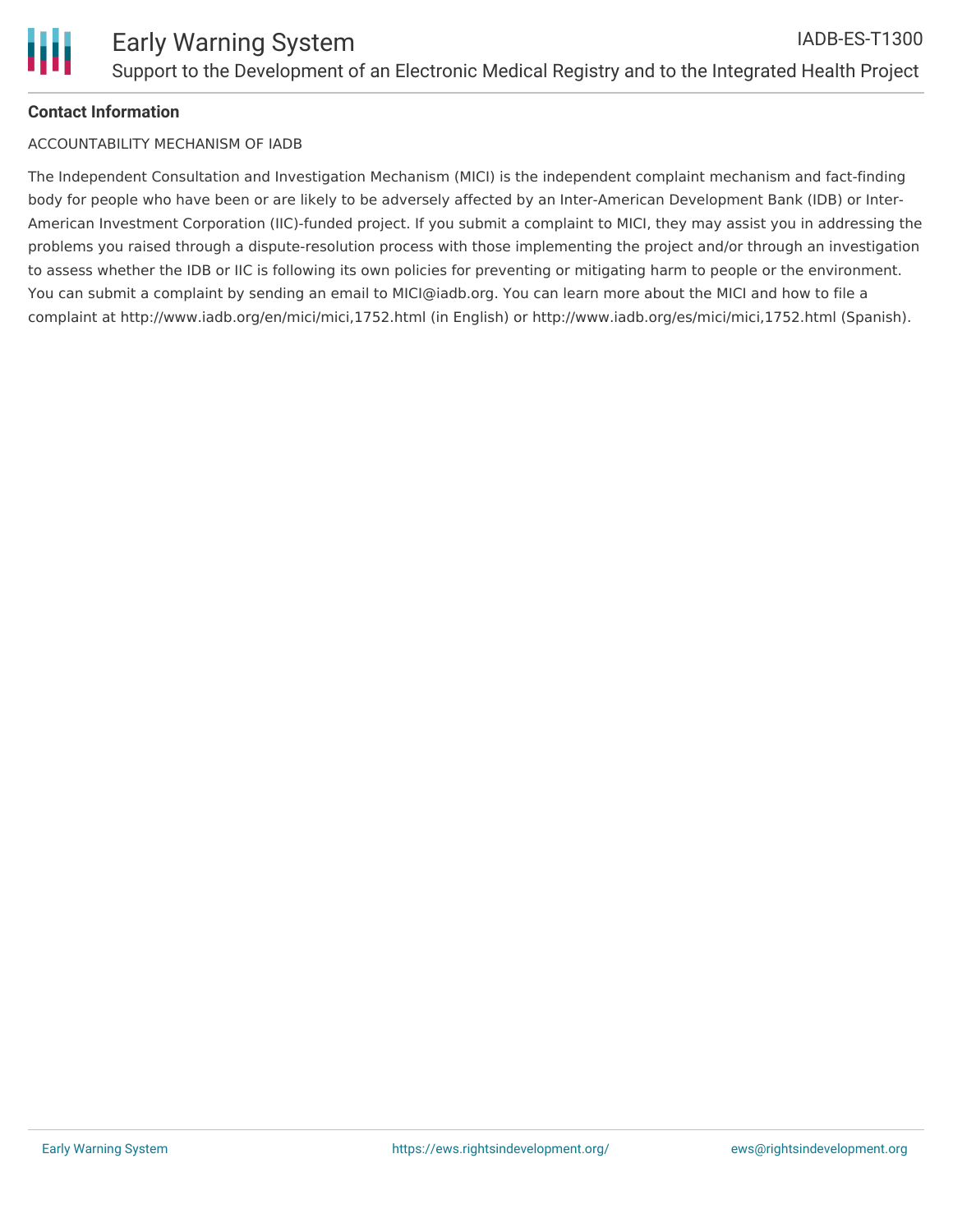**Contact Information**

ACCOUNTABILITY MECHANISM OF IADB

The Independent Consultation and Investigation Mechanism (MICI) is the independent complaint mechanism and fact-finding body for people who have been or are likely to be adversely affected by an Inter-American Development Bank (IDB) or Inter-American Investment Corporation (IIC)-funded project. If you submit a complaint to MICI, they may assist you in addressing the problems you raised through a dispute-resolution process with those implementing the project and/or through an investigation to assess whether the IDB or IIC is following its own policies for preventing or mitigating harm to people or the environment. You can submit a complaint by sending an email to MICI@iadb.org. You can learn more about the MICI and how to file a complaint at http://www.iadb.org/en/mici/mici,1752.html (in English) or http://www.iadb.org/es/mici/mici,1752.html (Spanish).